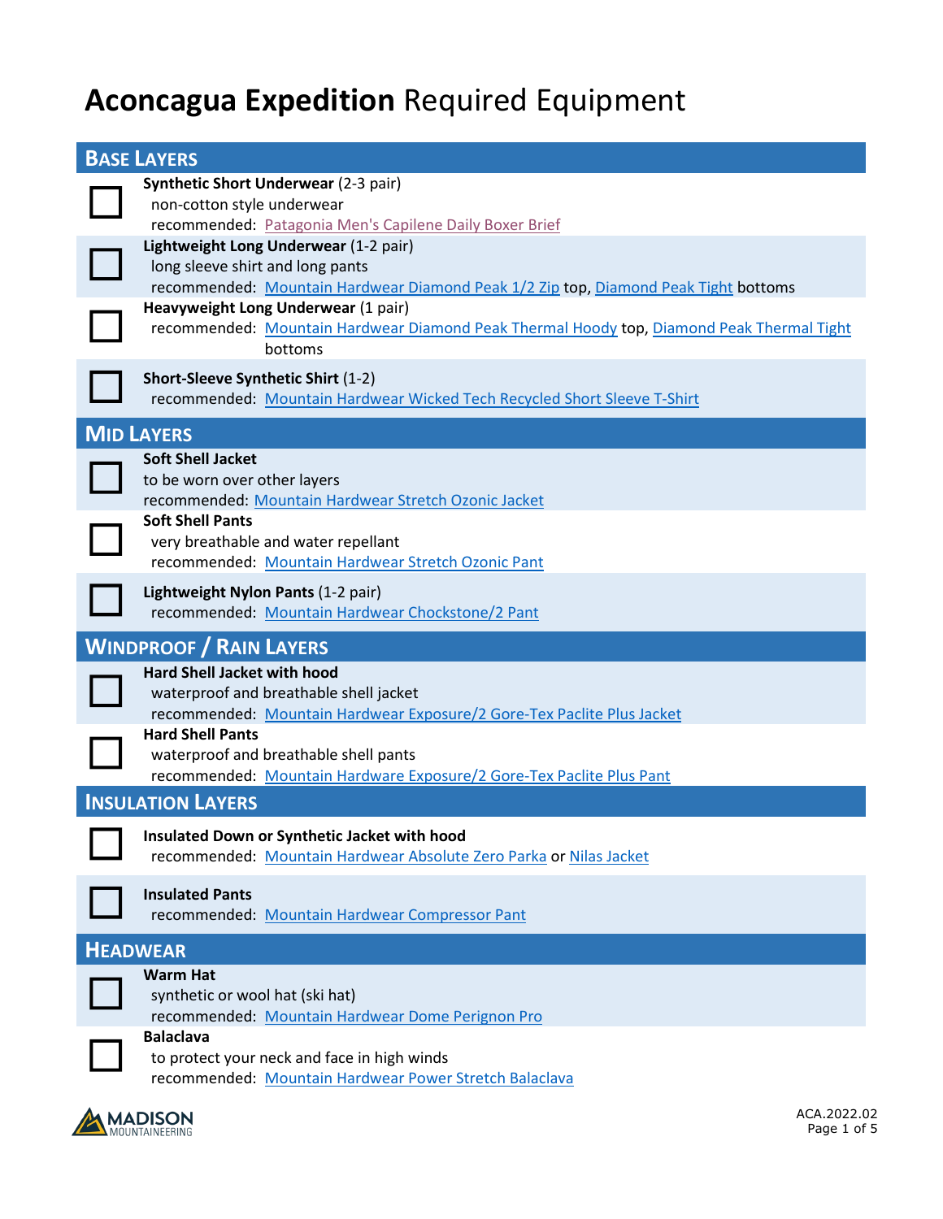# **Aconcagua Expedition** Required Equipment

## Base Layers

- [ ] **Synthetic Short Underwear** (2-3 pair)
  non-cotton style underwear
  recommended: Patagonia Men's Capilene Daily Boxer Brief
- [ ] **Lightweight Long Underwear** (1-2 pair)
  long sleeve shirt and long pants
  recommended: Mountain Hardwear Diamond Peak 1/2 Zip top, Diamond Peak Tight bottoms
- [ ] **Heavyweight Long Underwear** (1 pair)
  recommended: Mountain Hardwear Diamond Peak Thermal Hoody top, Diamond Peak Thermal Tight bottoms
- [ ] **Short-Sleeve Synthetic Shirt** (1-2)
  recommended: Mountain Hardwear Wicked Tech Recycled Short Sleeve T-Shirt

## Mid Layers

- [ ] **Soft Shell Jacket**
  to be worn over other layers
  recommended: Mountain Hardwear Stretch Ozonic Jacket
- [ ] **Soft Shell Pants**
  very breathable and water repellant
  recommended: Mountain Hardwear Stretch Ozonic Pant
- [ ] **Lightweight Nylon Pants** (1-2 pair)
  recommended: Mountain Hardwear Chockstone/2 Pant

## Windproof / Rain Layers

- [ ] **Hard Shell Jacket with hood**
  waterproof and breathable shell jacket
  recommended: Mountain Hardwear Exposure/2 Gore-Tex Paclite Plus Jacket
- [ ] **Hard Shell Pants**
  waterproof and breathable shell pants
  recommended: Mountain Hardware Exposure/2 Gore-Tex Paclite Plus Pant

## Insulation Layers

- [ ] **Insulated Down or Synthetic Jacket with hood**
  recommended: Mountain Hardwear Absolute Zero Parka or Nilas Jacket
- [ ] **Insulated Pants**
  recommended: Mountain Hardwear Compressor Pant

## Headwear

- [ ] **Warm Hat**
  synthetic or wool hat (ski hat)
  recommended: Mountain Hardwear Dome Perignon Pro
- [ ] **Balaclava**
  to protect your neck and face in high winds
  recommended: Mountain Hardwear Power Stretch Balaclava

MADISON MOUNTAINEERING

ACA.2022.02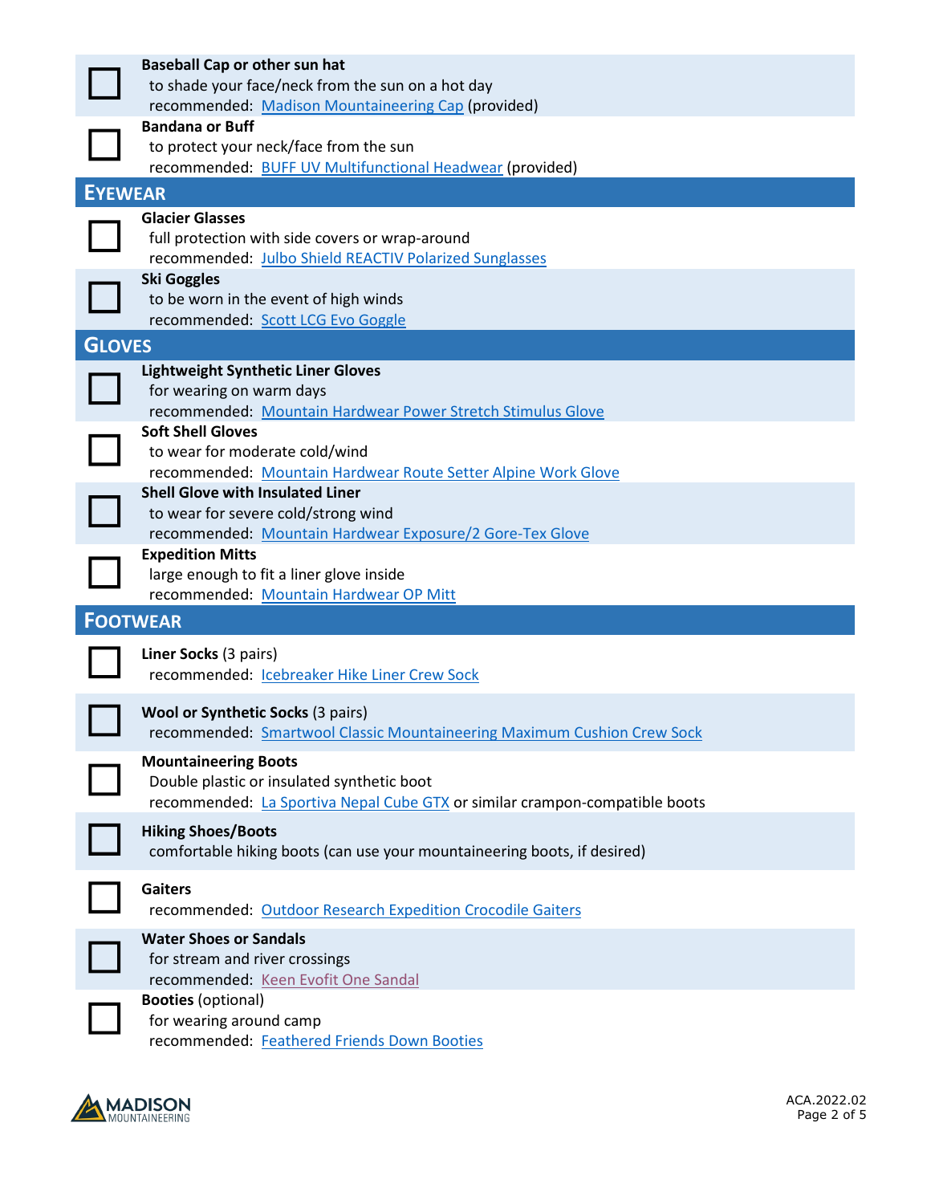- [ ] **Baseball Cap or other sun hat**
  to shade your face/neck from the sun on a hot day
  recommended: Madison Mountaineering Cap (provided)
- [ ] **Bandana or Buff**
  to protect your neck/face from the sun
  recommended: BUFF UV Multifunctional Headwear (provided)

## EYEWEAR

- [ ] **Glacier Glasses**
  full protection with side covers or wrap-around
  recommended: Julbo Shield REACTIV Polarized Sunglasses
- [ ] **Ski Goggles**
  to be worn in the event of high winds
  recommended: Scott LCG Evo Goggle

## GLOVES

- [ ] **Lightweight Synthetic Liner Gloves**
  for wearing on warm days
  recommended: Mountain Hardwear Power Stretch Stimulus Glove
- [ ] **Soft Shell Gloves**
  to wear for moderate cold/wind
  recommended: Mountain Hardwear Route Setter Alpine Work Glove
- [ ] **Shell Glove with Insulated Liner**
  to wear for severe cold/strong wind
  recommended: Mountain Hardwear Exposure/2 Gore-Tex Glove
- [ ] **Expedition Mitts**
  large enough to fit a liner glove inside
  recommended: Mountain Hardwear OP Mitt

## FOOTWEAR

- [ ] **Liner Socks** (3 pairs)
  recommended: Icebreaker Hike Liner Crew Sock
- [ ] **Wool or Synthetic Socks** (3 pairs)
  recommended: Smartwool Classic Mountaineering Maximum Cushion Crew Sock
- [ ] **Mountaineering Boots**
  Double plastic or insulated synthetic boot
  recommended: La Sportiva Nepal Cube GTX or similar crampon-compatible boots
- [ ] **Hiking Shoes/Boots**
  comfortable hiking boots (can use your mountaineering boots, if desired)
- [ ] **Gaiters**
  recommended: Outdoor Research Expedition Crocodile Gaiters
- [ ] **Water Shoes or Sandals**
  for stream and river crossings
  recommended: Keen Evofit One Sandal
- [ ] **Booties** (optional)
  for wearing around camp
  recommended: Feathered Friends Down Booties

ACA.2022.02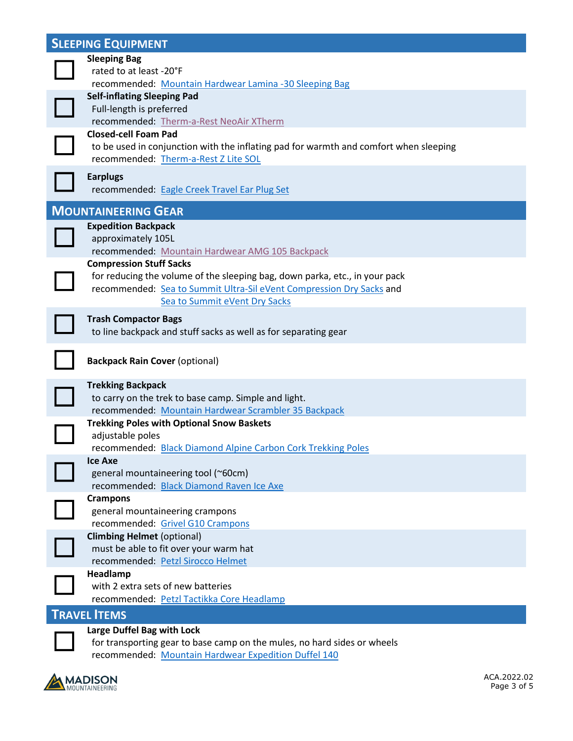## Sleeping Equipment

- [ ] **Sleeping Bag**
  rated to at least -20°F
  recommended: Mountain Hardwear Lamina -30 Sleeping Bag

- [ ] **Self-inflating Sleeping Pad**
  Full-length is preferred
  recommended: Therm-a-Rest NeoAir XTherm

- [ ] **Closed-cell Foam Pad**
  to be used in conjunction with the inflating pad for warmth and comfort when sleeping
  recommended: Therm-a-Rest Z Lite SOL

- [ ] **Earplugs**
  recommended: Eagle Creek Travel Ear Plug Set

## Mountaineering Gear

- [ ] **Expedition Backpack**
  approximately 105L
  recommended: Mountain Hardwear AMG 105 Backpack

- [ ] **Compression Stuff Sacks**
  for reducing the volume of the sleeping bag, down parka, etc., in your pack
  recommended: Sea to Summit Ultra-Sil eVent Compression Dry Sacks and Sea to Summit eVent Dry Sacks

- [ ] **Trash Compactor Bags**
  to line backpack and stuff sacks as well as for separating gear

- [ ] **Backpack Rain Cover** (optional)

- [ ] **Trekking Backpack**
  to carry on the trek to base camp. Simple and light.
  recommended: Mountain Hardwear Scrambler 35 Backpack

- [ ] **Trekking Poles with Optional Snow Baskets**
  adjustable poles
  recommended: Black Diamond Alpine Carbon Cork Trekking Poles

- [ ] **Ice Axe**
  general mountaineering tool (~60cm)
  recommended: Black Diamond Raven Ice Axe

- [ ] **Crampons**
  general mountaineering crampons
  recommended: Grivel G10 Crampons

- [ ] **Climbing Helmet** (optional)
  must be able to fit over your warm hat
  recommended: Petzl Sirocco Helmet

- [ ] **Headlamp**
  with 2 extra sets of new batteries
  recommended: Petzl Tactikka Core Headlamp

## Travel Items

- [ ] **Large Duffel Bag with Lock**
  for transporting gear to base camp on the mules, no hard sides or wheels
  recommended: Mountain Hardwear Expedition Duffel 140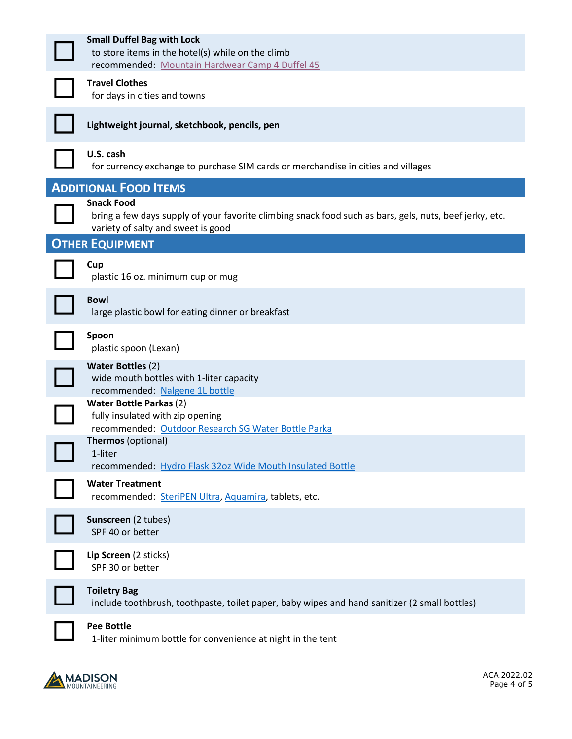- [ ] **Small Duffel Bag with Lock**
  to store items in the hotel(s) while on the climb
  recommended: Mountain Hardwear Camp 4 Duffel 45

- [ ] **Travel Clothes**
  for days in cities and towns

- [ ] **Lightweight journal, sketchbook, pencils, pen**

- [ ] **U.S. cash**
  for currency exchange to purchase SIM cards or merchandise in cities and villages

## Additional Food Items

- [ ] **Snack Food**
  bring a few days supply of your favorite climbing snack food such as bars, gels, nuts, beef jerky, etc. variety of salty and sweet is good

## Other Equipment

- [ ] **Cup**
  plastic 16 oz. minimum cup or mug

- [ ] **Bowl**
  large plastic bowl for eating dinner or breakfast

- [ ] **Spoon**
  plastic spoon (Lexan)

- [ ] **Water Bottles** (2)
  wide mouth bottles with 1-liter capacity
  recommended: Nalgene 1L bottle

- [ ] **Water Bottle Parkas** (2)
  fully insulated with zip opening
  recommended: Outdoor Research SG Water Bottle Parka

- [ ] **Thermos** (optional)
  1-liter
  recommended: Hydro Flask 32oz Wide Mouth Insulated Bottle

- [ ] **Water Treatment**
  recommended: SteriPEN Ultra, Aquamira, tablets, etc.

- [ ] **Sunscreen** (2 tubes)
  SPF 40 or better

- [ ] **Lip Screen** (2 sticks)
  SPF 30 or better

- [ ] **Toiletry Bag**
  include toothbrush, toothpaste, toilet paper, baby wipes and hand sanitizer (2 small bottles)

- [ ] **Pee Bottle**
  1-liter minimum bottle for convenience at night in the tent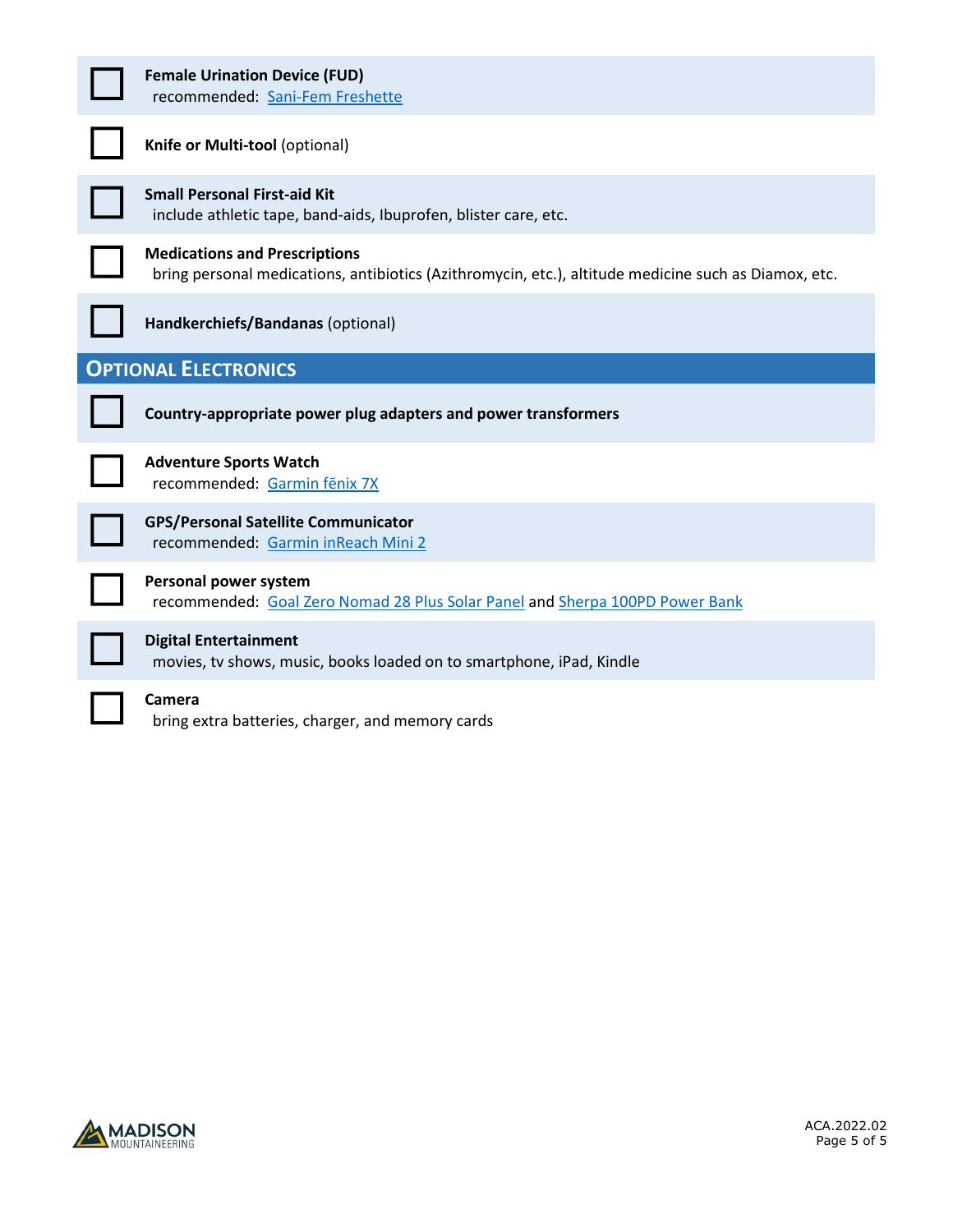- [ ] **Female Urination Device (FUD)**
  recommended: Sani-Fem Freshette

- [ ] **Knife or Multi-tool** (optional)

- [ ] **Small Personal First-aid Kit**
  include athletic tape, band-aids, Ibuprofen, blister care, etc.

- [ ] **Medications and Prescriptions**
  bring personal medications, antibiotics (Azithromycin, etc.), altitude medicine such as Diamox, etc.

- [ ] **Handkerchiefs/Bandanas** (optional)

## OPTIONAL ELECTRONICS

- [ ] **Country-appropriate power plug adapters and power transformers**

- [ ] **Adventure Sports Watch**
  recommended: Garmin fēnix 7X

- [ ] **GPS/Personal Satellite Communicator**
  recommended: Garmin inReach Mini 2

- [ ] **Personal power system**
  recommended: Goal Zero Nomad 28 Plus Solar Panel and Sherpa 100PD Power Bank

- [ ] **Digital Entertainment**
  movies, tv shows, music, books loaded on to smartphone, iPad, Kindle

- [ ] **Camera**
  bring extra batteries, charger, and memory cards